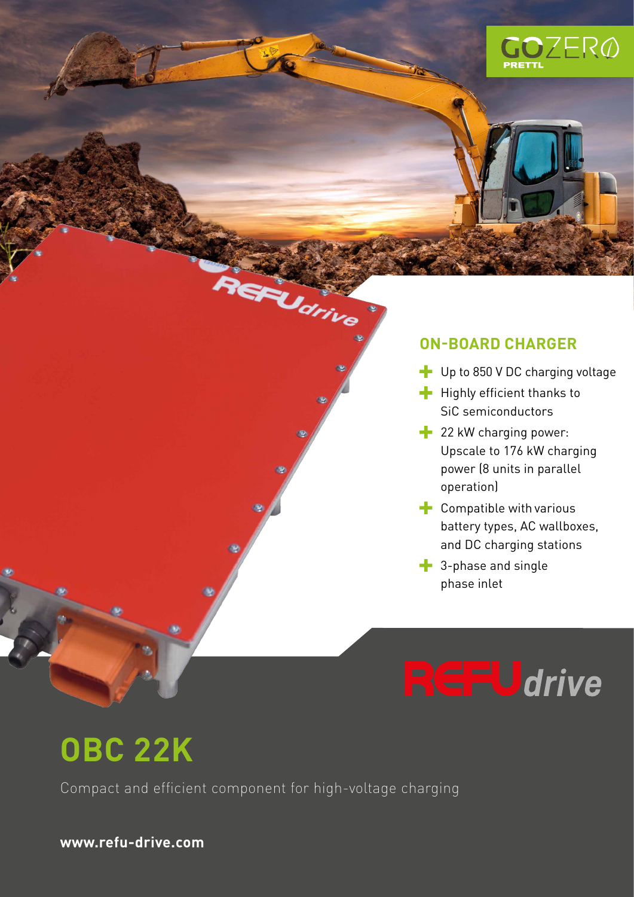GOZERO PRETTL

## ON-BOARD CHARGER

- Up to 850 V DC charging voltage
- Highly efficient thanks to SiC semiconductors
- 22 kW charging power: Upscale to 176 kW charging power (8 units in parallel operation)
- Compatible with various battery types, AC wallboxes, and DC charging stations
- 3-phase and single phase inlet

REFUdrive

# OBC 22K

Compact and efficient component for high-voltage charging

**www.refu-drive.com**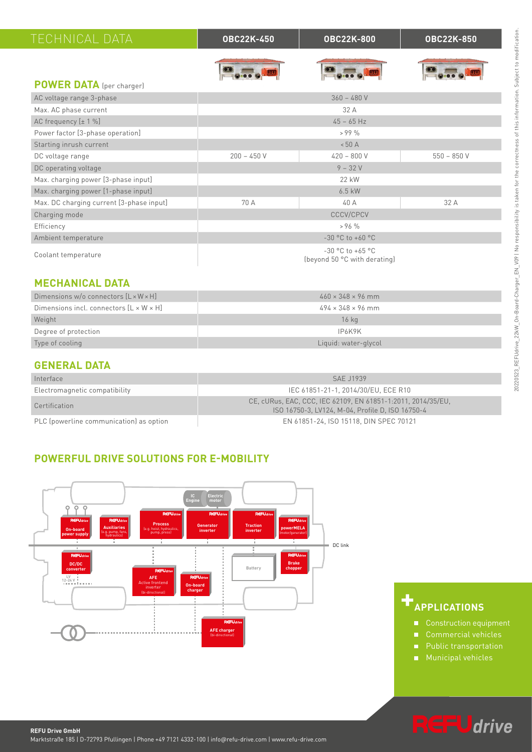# TECHNICAL DATA

## POWER DATA (per charger)

| | OBC22K-450 | OBC22K-800 | OBC22K-850 |
|---|---|---|---|
| AC voltage range 3-phase | 360 – 480 V | | |
| Max. AC phase current | 32 A | | |
| AC frequency [± 1 %] | 45 – 65 Hz | | |
| Power factor [3-phase operation] | > 99 % | | |
| Starting inrush current | < 50 A | | |
| DC voltage range | 200 – 450 V | 420 – 800 V | 550 – 850 V |
| DC operating voltage | 9 – 32 V | | |
| Max. charging power [3-phase input] | 22 kW | | |
| Max. charging power [1-phase input] | 6.5 kW | | |
| Max. DC charging current [3-phase input] | 70 A | 40 A | 32 A |
| Charging mode | CCCV/CPCV | | |
| Efficiency | > 96 % | | |
| Ambient temperature | -30 °C to +60 °C | | |
| Coolant temperature | -30 °C to +65 °C (beyond 50 °C with derating) | | |

## MECHANICAL DATA

| | |
|---|---|
| Dimensions w/o connectors [L × W × H] | 460 × 348 × 96 mm |
| Dimensions incl. connectors [L × W × H] | 494 × 348 × 96 mm |
| Weight | 16 kg |
| Degree of protection | IP6K9K |
| Type of cooling | Liquid: water-glycol |

## GENERAL DATA

| | |
|---|---|
| Interface | SAE J1939 |
| Electromagnetic compatibility | IEC 61851-21-1, 2014/30/EU, ECE R10 |
| Certification | CE, cURus, EAC, CCC, IEC 62109, EN 61851-1:2011, 2014/35/EU, ISO 16750-3, LV124, M-04, Profile D, ISO 16750-4 |
| PLC (powerline communication) as option | EN 61851-24, ISO 15118, DIN SPEC 70121 |

## POWERFUL DRIVE SOLUTIONS FOR E-MOBILITY

IC Engine
Electric motor
On-board power supply
Auxiliaries (e.g. pump, fans, hydraulics)
Process (e.g. hoist, hydraulics, pump, press)
Generator inverter
Traction inverter
powerMELA (motor/generator)
DC link
DC/DC converter
LV 12–24 V
AFE Active frontend inverter (bi-directional)
On-board charger
Battery
Brake chopper
AFE charger (bi-directional)

## APPLICATIONS

- Construction equipment
- Commercial vehicles
- Public transportation
- Municipal vehicles

**REFU Drive GmbH**
Marktstraße 185 | D-72793 Pfullingen | Phone +49 7121 4332-100 | info@refu-drive.com | www.refu-drive.com

20220523_REFUdrive_22kW_On-Board-Charger_EN_V09 | No responsibility is taken for the correctness of this information. Subject to modification.